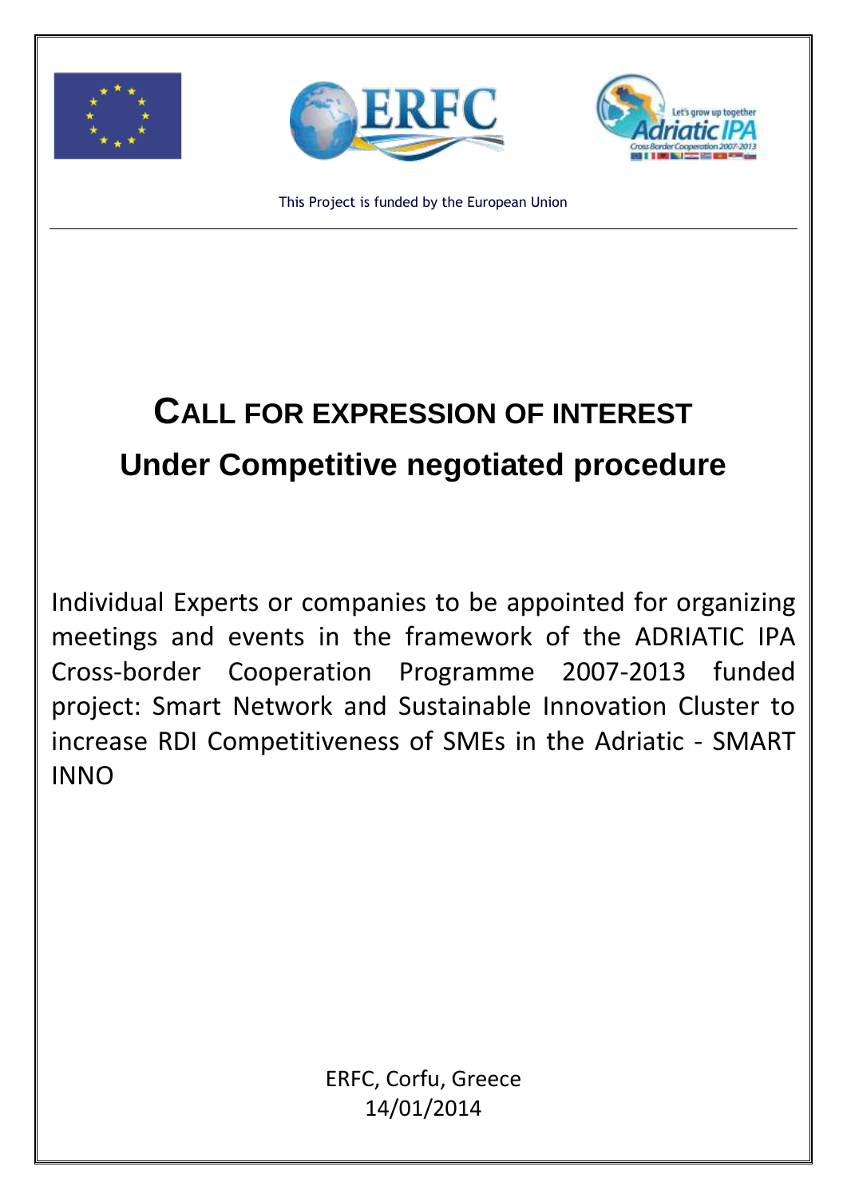This Project is funded by the European Union

# CALL FOR EXPRESSION OF INTEREST

## Under Competitive negotiated procedure

Individual Experts or companies to be appointed for organizing meetings and events in the framework of the ADRIATIC IPA Cross-border Cooperation Programme 2007-2013 funded project: Smart Network and Sustainable Innovation Cluster to increase RDI Competitiveness of SMEs in the Adriatic - SMART INNO

ERFC, Corfu, Greece
14/01/2014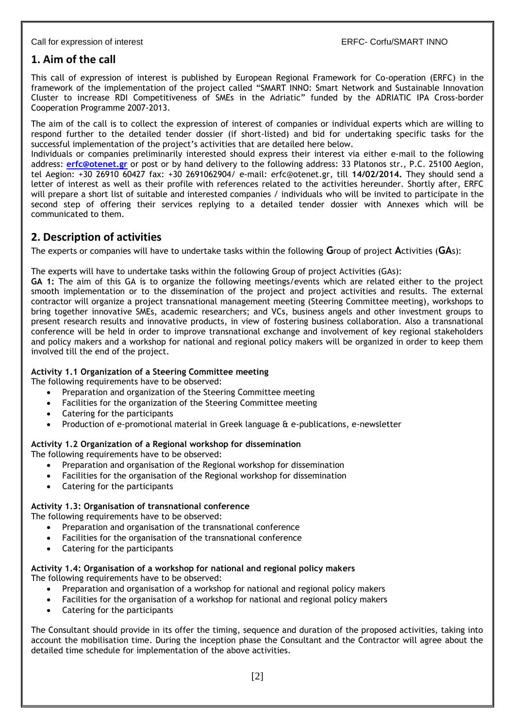## 1. Aim of the call

This call of expression of interest is published by European Regional Framework for Co-operation (ERFC) in the framework of the implementation of the project called "SMART INNO: Smart Network and Sustainable Innovation Cluster to increase RDI Competitiveness of SMEs in the Adriatic" funded by the ADRIATIC IPA Cross-border Cooperation Programme 2007-2013.

The aim of the call is to collect the expression of interest of companies or individual experts which are willing to respond further to the detailed tender dossier (if short-listed) and bid for undertaking specific tasks for the successful implementation of the project's activities that are detailed here below.

Individuals or companies preliminarily interested should express their interest via either e-mail to the following address: **erfc@otenet.gr** or post or by hand delivery to the following address: 33 Platonos str., P.C. 25100 Aegion, tel Aegion: +30 26910 60427 fax: +30 2691062904/ e-mail: erfc@otenet.gr, till **14/02/2014.** They should send a letter of interest as well as their profile with references related to the activities hereunder. Shortly after, ERFC will prepare a short list of suitable and interested companies / individuals who will be invited to participate in the second step of offering their services replying to a detailed tender dossier with Annexes which will be communicated to them.

## 2. Description of activities

The experts or companies will have to undertake tasks within the following **G**roup of project **A**ctivities (**GA**s):

The experts will have to undertake tasks within the following Group of project Activities (GAs):

**GA 1:** The aim of this GA is to organize the following meetings/events which are related either to the project smooth implementation or to the dissemination of the project and project activities and results. The external contractor will organize a project transnational management meeting (Steering Committee meeting), workshops to bring together innovative SMEs, academic researchers; and VCs, business angels and other investment groups to present research results and innovative products, in view of fostering business collaboration. Also a transnational conference will be held in order to improve transnational exchange and involvement of key regional stakeholders and policy makers and a workshop for national and regional policy makers will be organized in order to keep them involved till the end of the project.

**Activity 1.1 Organization of a Steering Committee meeting**

The following requirements have to be observed:

- Preparation and organization of the Steering Committee meeting
- Facilities for the organization of the Steering Committee meeting
- Catering for the participants
- Production of e-promotional material in Greek language & e-publications, e-newsletter

**Activity 1.2 Organization of a Regional workshop for dissemination**

The following requirements have to be observed:

- Preparation and organisation of the Regional workshop for dissemination
- Facilities for the organisation of the Regional workshop for dissemination
- Catering for the participants

**Activity 1.3: Organisation of transnational conference**

The following requirements have to be observed:

- Preparation and organisation of the transnational conference
- Facilities for the organisation of the transnational conference
- Catering for the participants

**Activity 1.4: Organisation of a workshop for national and regional policy makers**

The following requirements have to be observed:

- Preparation and organisation of a workshop for national and regional policy makers
- Facilities for the organisation of a workshop for national and regional policy makers
- Catering for the participants

The Consultant should provide in its offer the timing, sequence and duration of the proposed activities, taking into account the mobilisation time. During the inception phase the Consultant and the Contractor will agree about the detailed time schedule for implementation of the above activities.